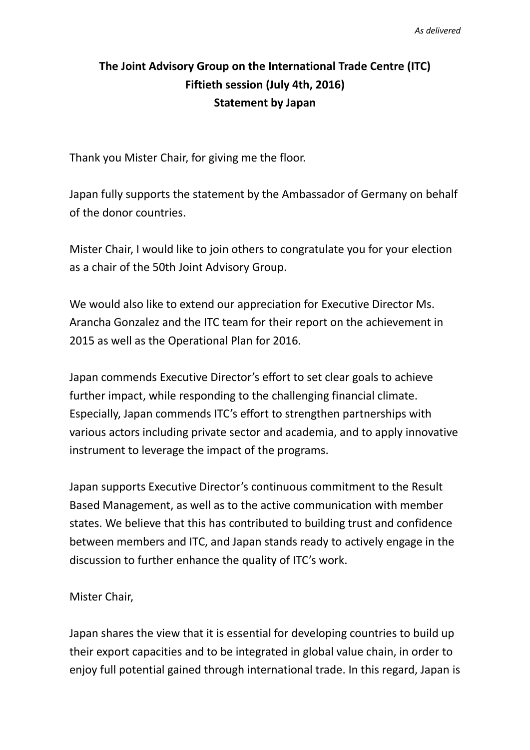*As delivered*

**The Joint Advisory Group on the International Trade Centre (ITC)**
**Fiftieth session (July 4th, 2016)**
**Statement by Japan**

Thank you Mister Chair, for giving me the floor.

Japan fully supports the statement by the Ambassador of Germany on behalf of the donor countries.

Mister Chair, I would like to join others to congratulate you for your election as a chair of the 50th Joint Advisory Group.

We would also like to extend our appreciation for Executive Director Ms. Arancha Gonzalez and the ITC team for their report on the achievement in 2015 as well as the Operational Plan for 2016.

Japan commends Executive Director's effort to set clear goals to achieve further impact, while responding to the challenging financial climate. Especially, Japan commends ITC's effort to strengthen partnerships with various actors including private sector and academia, and to apply innovative instrument to leverage the impact of the programs.

Japan supports Executive Director's continuous commitment to the Result Based Management, as well as to the active communication with member states. We believe that this has contributed to building trust and confidence between members and ITC, and Japan stands ready to actively engage in the discussion to further enhance the quality of ITC's work.

Mister Chair,

Japan shares the view that it is essential for developing countries to build up their export capacities and to be integrated in global value chain, in order to enjoy full potential gained through international trade. In this regard, Japan is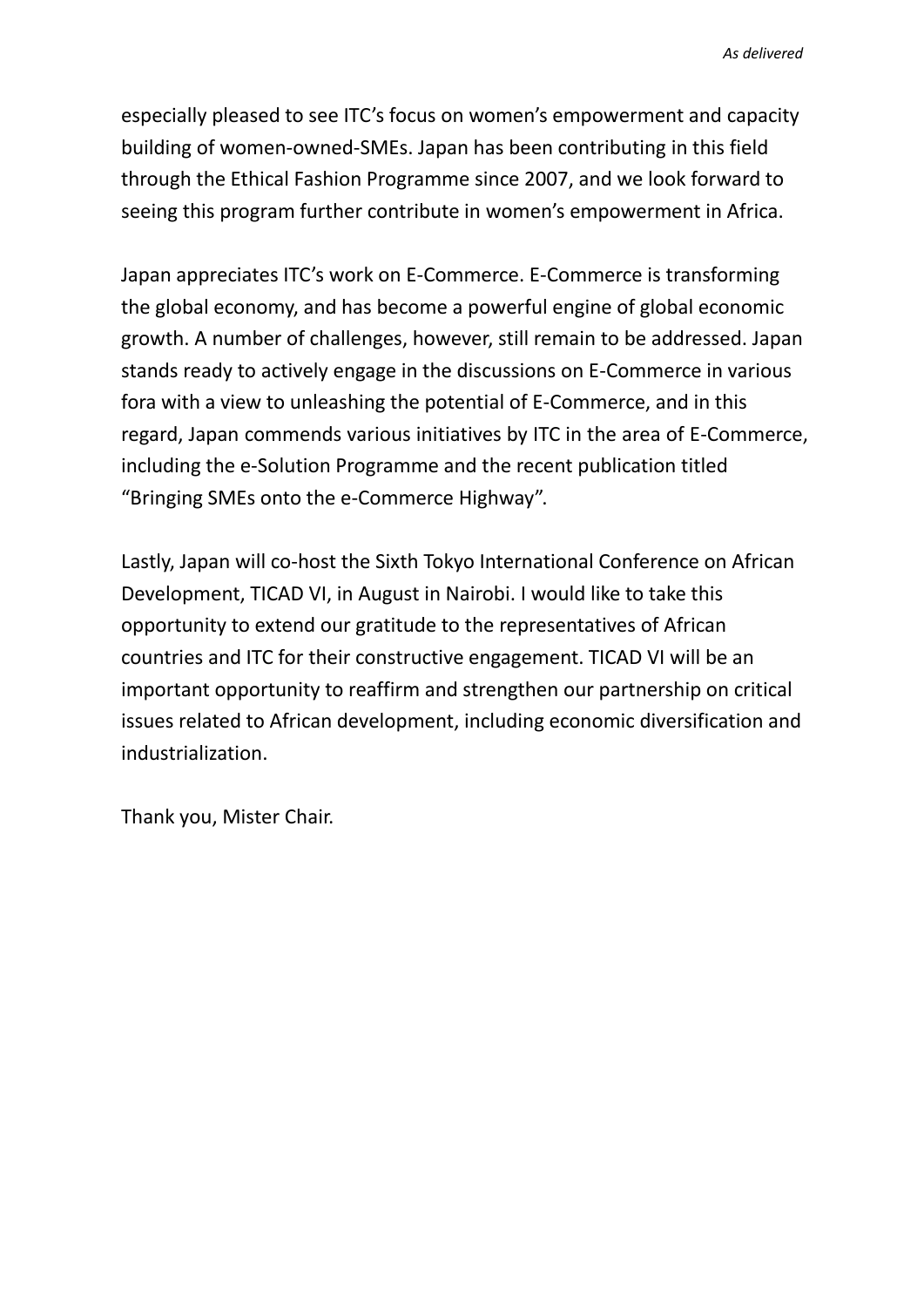especially pleased to see ITC's focus on women's empowerment and capacity building of women-owned-SMEs. Japan has been contributing in this field through the Ethical Fashion Programme since 2007, and we look forward to seeing this program further contribute in women's empowerment in Africa.

Japan appreciates ITC's work on E-Commerce. E-Commerce is transforming the global economy, and has become a powerful engine of global economic growth. A number of challenges, however, still remain to be addressed. Japan stands ready to actively engage in the discussions on E-Commerce in various fora with a view to unleashing the potential of E-Commerce, and in this regard, Japan commends various initiatives by ITC in the area of E-Commerce, including the e-Solution Programme and the recent publication titled "Bringing SMEs onto the e-Commerce Highway".

Lastly, Japan will co-host the Sixth Tokyo International Conference on African Development, TICAD VI, in August in Nairobi. I would like to take this opportunity to extend our gratitude to the representatives of African countries and ITC for their constructive engagement. TICAD VI will be an important opportunity to reaffirm and strengthen our partnership on critical issues related to African development, including economic diversification and industrialization.

Thank you, Mister Chair.